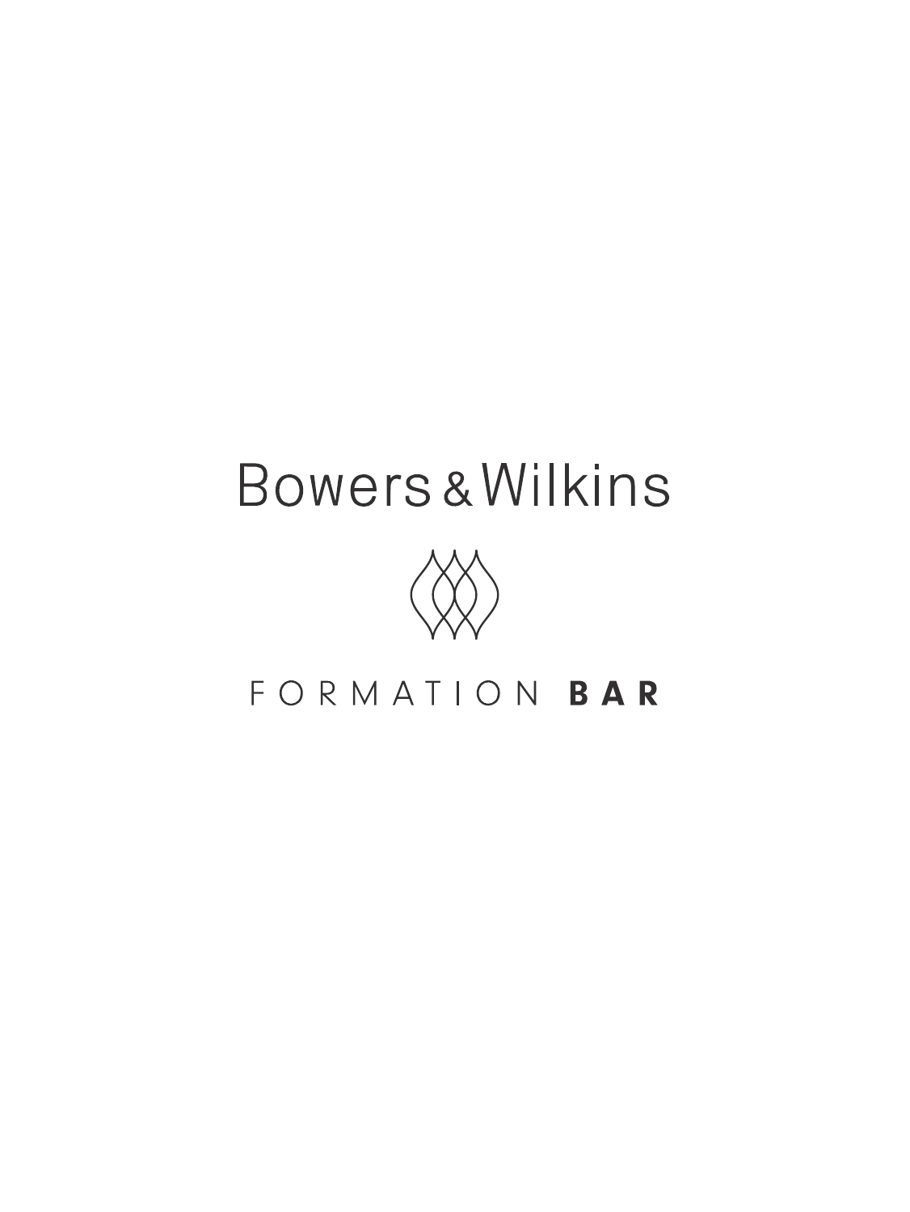Bowers & Wilkins

FORMATION **BAR**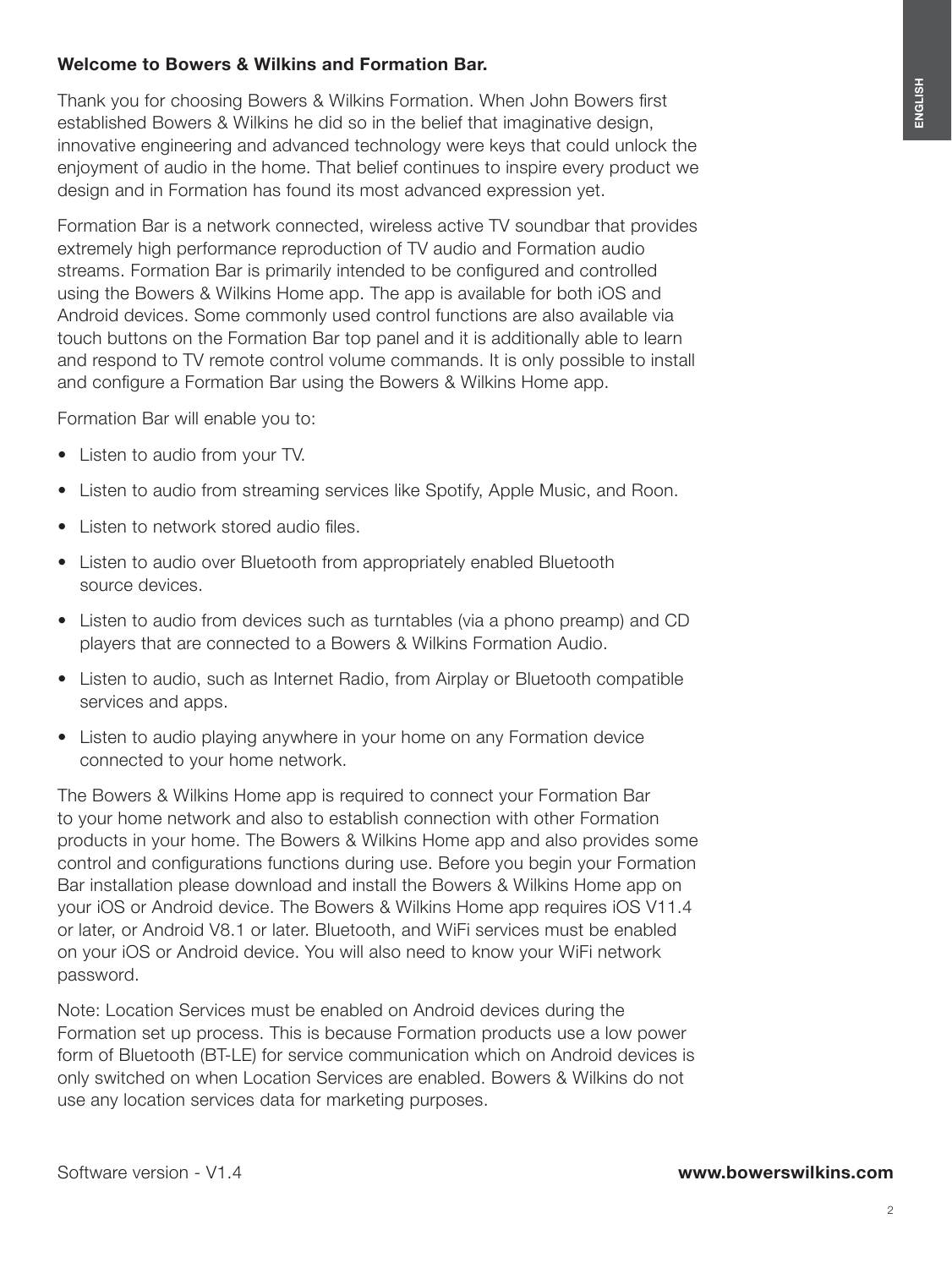**Welcome to Bowers & Wilkins and Formation Bar.**

Thank you for choosing Bowers & Wilkins Formation. When John Bowers first established Bowers & Wilkins he did so in the belief that imaginative design, innovative engineering and advanced technology were keys that could unlock the enjoyment of audio in the home. That belief continues to inspire every product we design and in Formation has found its most advanced expression yet.

Formation Bar is a network connected, wireless active TV soundbar that provides extremely high performance reproduction of TV audio and Formation audio streams. Formation Bar is primarily intended to be configured and controlled using the Bowers & Wilkins Home app. The app is available for both iOS and Android devices. Some commonly used control functions are also available via touch buttons on the Formation Bar top panel and it is additionally able to learn and respond to TV remote control volume commands. It is only possible to install and configure a Formation Bar using the Bowers & Wilkins Home app.

Formation Bar will enable you to:

- Listen to audio from your TV.
- Listen to audio from streaming services like Spotify, Apple Music, and Roon.
- Listen to network stored audio files.
- Listen to audio over Bluetooth from appropriately enabled Bluetooth source devices.
- Listen to audio from devices such as turntables (via a phono preamp) and CD players that are connected to a Bowers & Wilkins Formation Audio.
- Listen to audio, such as Internet Radio, from Airplay or Bluetooth compatible services and apps.
- Listen to audio playing anywhere in your home on any Formation device connected to your home network.

The Bowers & Wilkins Home app is required to connect your Formation Bar to your home network and also to establish connection with other Formation products in your home. The Bowers & Wilkins Home app and also provides some control and configurations functions during use. Before you begin your Formation Bar installation please download and install the Bowers & Wilkins Home app on your iOS or Android device. The Bowers & Wilkins Home app requires iOS V11.4 or later, or Android V8.1 or later. Bluetooth, and WiFi services must be enabled on your iOS or Android device. You will also need to know your WiFi network password.

Note: Location Services must be enabled on Android devices during the Formation set up process. This is because Formation products use a low power form of Bluetooth (BT-LE) for service communication which on Android devices is only switched on when Location Services are enabled. Bowers & Wilkins do not use any location services data for marketing purposes.

Software version - V1.4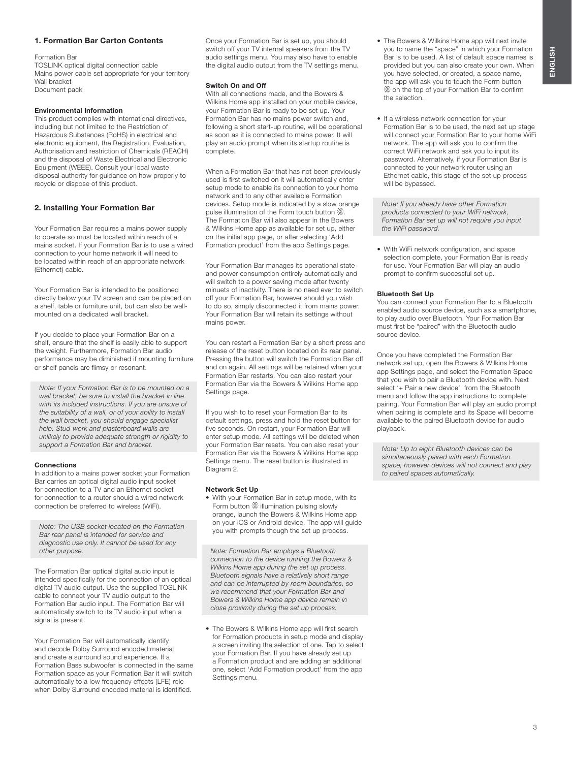## 1. Formation Bar Carton Contents

Formation Bar
TOSLINK optical digital connection cable
Mains power cable set appropriate for your territory
Wall bracket
Document pack

#### Environmental Information

This product complies with international directives, including but not limited to the Restriction of Hazardous Substances (RoHS) in electrical and electronic equipment, the Registration, Evaluation, Authorisation and restriction of Chemicals (REACH) and the disposal of Waste Electrical and Electronic Equipment (WEEE). Consult your local waste disposal authority for guidance on how properly to recycle or dispose of this product.

## 2. Installing Your Formation Bar

Your Formation Bar requires a mains power supply to operate so must be located within reach of a mains socket. If your Formation Bar is to use a wired connection to your home network it will need to be located within reach of an appropriate network (Ethernet) cable.

Your Formation Bar is intended to be positioned directly below your TV screen and can be placed on a shelf, table or furniture unit, but can also be wall-mounted on a dedicated wall bracket.

If you decide to place your Formation Bar on a shelf, ensure that the shelf is easily able to support the weight. Furthermore, Formation Bar audio performance may be diminished if mounting furniture or shelf panels are flimsy or resonant.

*Note: If your Formation Bar is to be mounted on a wall bracket, be sure to install the bracket in line with its included instructions. If you are unsure of the suitability of a wall, or of your ability to install the wall bracket, you should engage specialist help. Stud-work and plasterboard walls are unlikely to provide adequate strength or rigidity to support a Formation Bar and bracket.*

#### Connections

In addition to a mains power socket your Formation Bar carries an optical digital audio input socket for connection to a TV and an Ethernet socket for connection to a router should a wired network connection be preferred to wireless (WiFi).

*Note: The USB socket located on the Formation Bar rear panel is intended for service and diagnostic use only. It cannot be used for any other purpose.*

The Formation Bar optical digital audio input is intended specifically for the connection of an optical digital TV audio output. Use the supplied TOSLINK cable to connect your TV audio output to the Formation Bar audio input. The Formation Bar will automatically switch to its TV audio input when a signal is present.

Your Formation Bar will automatically identify and decode Dolby Surround encoded material and create a surround sound experience. If a Formation Bass subwoofer is connected in the same Formation space as your Formation Bar it will switch automatically to a low frequency effects (LFE) role when Dolby Surround encoded material is identified.

Once your Formation Bar is set up, you should switch off your TV internal speakers from the TV audio settings menu. You may also have to enable the digital audio output from the TV settings menu.

#### Switch On and Off

With all connections made, and the Bowers & Wilkins Home app installed on your mobile device, your Formation Bar is ready to be set up. Your Formation Bar has no mains power switch and, following a short start-up routine, will be operational as soon as it is connected to mains power. It will play an audio prompt when its startup routine is complete.

When a Formation Bar that has not been previously used is first switched on it will automatically enter setup mode to enable its connection to your home network and to any other available Formation devices. Setup mode is indicated by a slow orange pulse illumination of the Form touch button. The Formation Bar will also appear in the Bowers & Wilkins Home app as available for set up, either on the initial app page, or after selecting 'Add Formation product' from the app Settings page.

Your Formation Bar manages its operational state and power consumption entirely automatically and will switch to a power saving mode after twenty minuets of inactivity. There is no need ever to switch off your Formation Bar, however should you wish to do so, simply disconnected it from mains power. Your Formation Bar will retain its settings without mains power.

You can restart a Formation Bar by a short press and release of the reset button located on its rear panel. Pressing the button will switch the Formation Bar off and on again. All settings will be retained when your Formation Bar restarts. You can also restart your Formation Bar via the Bowers & Wilkins Home app Settings page.

If you wish to to reset your Formation Bar to its default settings, press and hold the reset button for five seconds. On restart, your Formation Bar will enter setup mode. All settings will be deleted when your Formation Bar resets. You can also reset your Formation Bar via the Bowers & Wilkins Home app Settings menu. The reset button is illustrated in Diagram 2.

#### Network Set Up

- With your Formation Bar in setup mode, with its Form button illumination pulsing slowly orange, launch the Bowers & Wilkins Home app on your iOS or Android device. The app will guide you with prompts though the set up process.

*Note: Formation Bar employs a Bluetooth connection to the device running the Bowers & Wilkins Home app during the set up process. Bluetooth signals have a relatively short range and can be interrupted by room boundaries, so we recommend that your Formation Bar and Bowers & Wilkins Home app device remain in close proximity during the set up process.*

- The Bowers & Wilkins Home app will first search for Formation products in setup mode and display a screen inviting the selection of one. Tap to select your Formation Bar. If you have already set up a Formation product and are adding an additional one, select 'Add Formation product' from the app Settings menu.
- The Bowers & Wilkins Home app will next invite you to name the "space" in which your Formation Bar is to be used. A list of default space names is provided but you can also create your own. When you have selected, or created, a space name, the app will ask you to touch the Form button on the top of your Formation Bar to confirm the selection.
- If a wireless network connection for your Formation Bar is to be used, the next set up stage will connect your Formation Bar to your home WiFi network. The app will ask you to confirm the correct WiFi network and ask you to input its password. Alternatively, if your Formation Bar is connected to your network router using an Ethernet cable, this stage of the set up process will be bypassed.

*Note: If you already have other Formation products connected to your WiFi network, Formation Bar set up will not require you input the WiFi password.*

- With WiFi network configuration, and space selection complete, your Formation Bar is ready for use. Your Formation Bar will play an audio prompt to confirm successful set up.

#### Bluetooth Set Up

You can connect your Formation Bar to a Bluetooth enabled audio source device, such as a smartphone, to play audio over Bluetooth. Your Formation Bar must first be "paired" with the Bluetooth audio source device.

Once you have completed the Formation Bar network set up, open the Bowers & Wilkins Home app Settings page, and select the Formation Space that you wish to pair a Bluetooth device with. Next select '+ Pair a new device' from the Bluetooth menu and follow the app instructions to complete pairing. Your Formation Bar will play an audio prompt when pairing is complete and its Space will become available to the paired Bluetooth device for audio playback.

*Note: Up to eight Bluetooth devices can be simultaneously paired with each Formation space, however devices will not connect and play to paired spaces automatically.*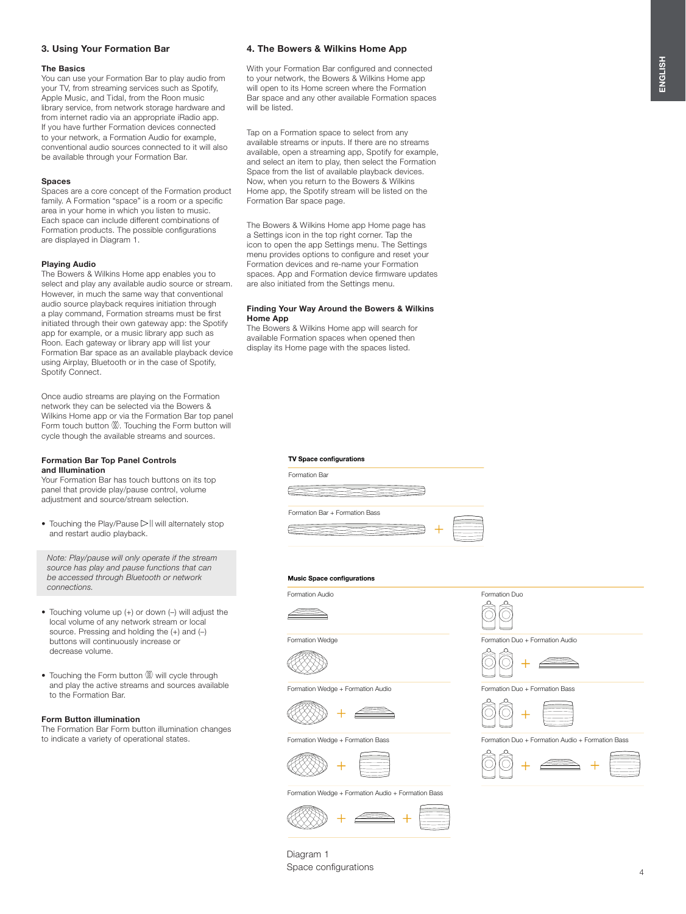## 3. Using Your Formation Bar

### The Basics

You can use your Formation Bar to play audio from your TV, from streaming services such as Spotify, Apple Music, and Tidal, from the Roon music library service, from network storage hardware and from internet radio via an appropriate iRadio app. If you have further Formation devices connected to your network, a Formation Audio for example, conventional audio sources connected to it will also be available through your Formation Bar.

### Spaces

Spaces are a core concept of the Formation product family. A Formation "space" is a room or a specific area in your home in which you listen to music. Each space can include different combinations of Formation products. The possible configurations are displayed in Diagram 1.

### Playing Audio

The Bowers & Wilkins Home app enables you to select and play any available audio source or stream. However, in much the same way that conventional audio source playback requires initiation through a play command, Formation streams must be first initiated through their own gateway app: the Spotify app for example, or a music library app such as Roon. Each gateway or library app will list your Formation Bar space as an available playback device using Airplay, Bluetooth or in the case of Spotify, Spotify Connect.

Once audio streams are playing on the Formation network they can be selected via the Bowers & Wilkins Home app or via the Formation Bar top panel Form touch button. Touching the Form button will cycle though the available streams and sources.

### Formation Bar Top Panel Controls and Illumination

Your Formation Bar has touch buttons on its top panel that provide play/pause control, volume adjustment and source/stream selection.

- Touching the Play/Pause ▷|| will alternately stop and restart audio playback.

*Note: Play/pause will only operate if the stream source has play and pause functions that can be accessed through Bluetooth or network connections.*

- Touching volume up (+) or down (–) will adjust the local volume of any network stream or local source. Pressing and holding the (+) and (–) buttons will continuously increase or decrease volume.

- Touching the Form button will cycle through and play the active streams and sources available to the Formation Bar.

### Form Button illumination

The Formation Bar Form button illumination changes to indicate a variety of operational states.

## 4. The Bowers & Wilkins Home App

With your Formation Bar configured and connected to your network, the Bowers & Wilkins Home app will open to its Home screen where the Formation Bar space and any other available Formation spaces will be listed.

Tap on a Formation space to select from any available streams or inputs. If there are no streams available, open a streaming app, Spotify for example, and select an item to play, then select the Formation Space from the list of available playback devices. Now, when you return to the Bowers & Wilkins Home app, the Spotify stream will be listed on the Formation Bar space page.

The Bowers & Wilkins Home app Home page has a Settings icon in the top right corner. Tap the icon to open the app Settings menu. The Settings menu provides options to configure and reset your Formation devices and re-name your Formation spaces. App and Formation device firmware updates are also initiated from the Settings menu.

### Finding Your Way Around the Bowers & Wilkins Home App

The Bowers & Wilkins Home app will search for available Formation spaces when opened then display its Home page with the spaces listed.

**TV Space configurations**

- Formation Bar
- Formation Bar + Formation Bass

**Music Space configurations**

- Formation Audio
- Formation Wedge
- Formation Wedge + Formation Audio
- Formation Wedge + Formation Bass
- Formation Wedge + Formation Audio + Formation Bass
- Formation Duo
- Formation Duo + Formation Audio
- Formation Duo + Formation Bass
- Formation Duo + Formation Audio + Formation Bass

Diagram 1
Space configurations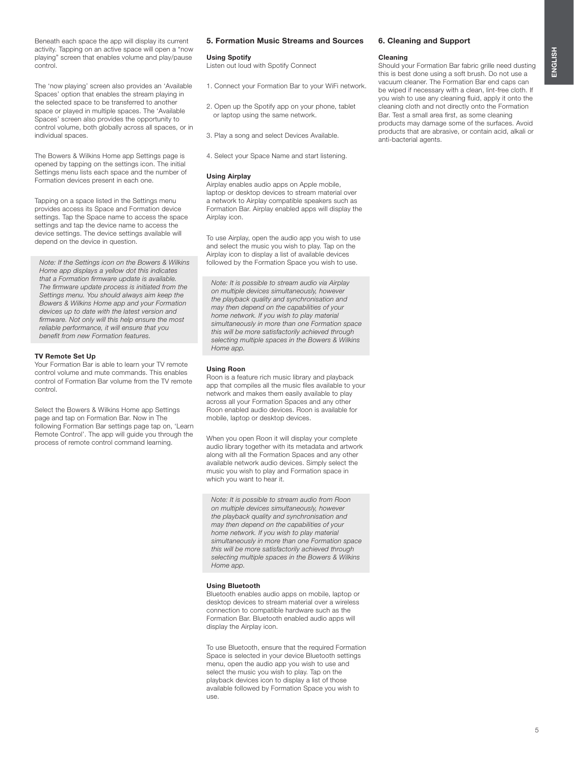Beneath each space the app will display its current activity. Tapping on an active space will open a "now playing" screen that enables volume and play/pause control.

The 'now playing' screen also provides an 'Available Spaces' option that enables the stream playing in the selected space to be transferred to another space or played in multiple spaces. The 'Available Spaces' screen also provides the opportunity to control volume, both globally across all spaces, or in individual spaces.

The Bowers & Wilkins Home app Settings page is opened by tapping on the settings icon. The initial Settings menu lists each space and the number of Formation devices present in each one.

Tapping on a space listed in the Settings menu provides access its Space and Formation device settings. Tap the Space name to access the space settings and tap the device name to access the device settings. The device settings available will depend on the device in question.

*Note: If the Settings icon on the Bowers & Wilkins Home app displays a yellow dot this indicates that a Formation firmware update is available. The firmware update process is initiated from the Settings menu. You should always aim keep the Bowers & Wilkins Home app and your Formation devices up to date with the latest version and firmware. Not only will this help ensure the most reliable performance, it will ensure that you benefit from new Formation features.*

**TV Remote Set Up**
Your Formation Bar is able to learn your TV remote control volume and mute commands. This enables control of Formation Bar volume from the TV remote control.

Select the Bowers & Wilkins Home app Settings page and tap on Formation Bar. Now in The following Formation Bar settings page tap on, 'Learn Remote Control'. The app will guide you through the process of remote control command learning.

### 5. Formation Music Streams and Sources

**Using Spotify**
Listen out loud with Spotify Connect

1. Connect your Formation Bar to your WiFi network.

2. Open up the Spotify app on your phone, tablet or laptop using the same network.

3. Play a song and select Devices Available.

4. Select your Space Name and start listening.

**Using Airplay**
Airplay enables audio apps on Apple mobile, laptop or desktop devices to stream material over a network to Airplay compatible speakers such as Formation Bar. Airplay enabled apps will display the Airplay icon.

To use Airplay, open the audio app you wish to use and select the music you wish to play. Tap on the Airplay icon to display a list of available devices followed by the Formation Space you wish to use.

*Note: It is possible to stream audio via Airplay on multiple devices simultaneously, however the playback quality and synchronisation and may then depend on the capabilities of your home network. If you wish to play material simultaneously in more than one Formation space this will be more satisfactorily achieved through selecting multiple spaces in the Bowers & Wilkins Home app.*

**Using Roon**
Roon is a feature rich music library and playback app that compiles all the music files available to your network and makes them easily available to play across all your Formation Spaces and any other Roon enabled audio devices. Roon is available for mobile, laptop or desktop devices.

When you open Roon it will display your complete audio library together with its metadata and artwork along with all the Formation Spaces and any other available network audio devices. Simply select the music you wish to play and Formation space in which you want to hear it.

*Note: It is possible to stream audio from Roon on multiple devices simultaneously, however the playback quality and synchronisation and may then depend on the capabilities of your home network. If you wish to play material simultaneously in more than one Formation space this will be more satisfactorily achieved through selecting multiple spaces in the Bowers & Wilkins Home app.*

**Using Bluetooth**
Bluetooth enables audio apps on mobile, laptop or desktop devices to stream material over a wireless connection to compatible hardware such as the Formation Bar. Bluetooth enabled audio apps will display the Airplay icon.

To use Bluetooth, ensure that the required Formation Space is selected in your device Bluetooth settings menu, open the audio app you wish to use and select the music you wish to play. Tap on the playback devices icon to display a list of those available followed by Formation Space you wish to use.

### 6. Cleaning and Support

**Cleaning**
Should your Formation Bar fabric grille need dusting this is best done using a soft brush. Do not use a vacuum cleaner. The Formation Bar end caps can be wiped if necessary with a clean, lint-free cloth. If you wish to use any cleaning fluid, apply it onto the cleaning cloth and not directly onto the Formation Bar. Test a small area first, as some cleaning products may damage some of the surfaces. Avoid products that are abrasive, or contain acid, alkali or anti-bacterial agents.